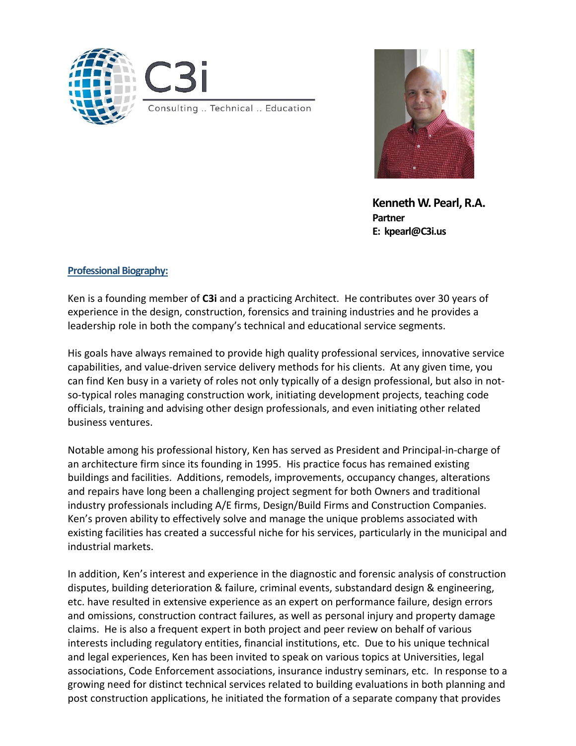C3i

Consulting .. Technical .. Education

**Kenneth W. Pearl, R.A.**
**Partner**
**E: kpearl@C3i.us**

## Professional Biography:

Ken is a founding member of **C3i** and a practicing Architect. He contributes over 30 years of experience in the design, construction, forensics and training industries and he provides a leadership role in both the company's technical and educational service segments.

His goals have always remained to provide high quality professional services, innovative service capabilities, and value-driven service delivery methods for his clients. At any given time, you can find Ken busy in a variety of roles not only typically of a design professional, but also in not-so-typical roles managing construction work, initiating development projects, teaching code officials, training and advising other design professionals, and even initiating other related business ventures.

Notable among his professional history, Ken has served as President and Principal-in-charge of an architecture firm since its founding in 1995. His practice focus has remained existing buildings and facilities. Additions, remodels, improvements, occupancy changes, alterations and repairs have long been a challenging project segment for both Owners and traditional industry professionals including A/E firms, Design/Build Firms and Construction Companies. Ken's proven ability to effectively solve and manage the unique problems associated with existing facilities has created a successful niche for his services, particularly in the municipal and industrial markets.

In addition, Ken's interest and experience in the diagnostic and forensic analysis of construction disputes, building deterioration & failure, criminal events, substandard design & engineering, etc. have resulted in extensive experience as an expert on performance failure, design errors and omissions, construction contract failures, as well as personal injury and property damage claims. He is also a frequent expert in both project and peer review on behalf of various interests including regulatory entities, financial institutions, etc. Due to his unique technical and legal experiences, Ken has been invited to speak on various topics at Universities, legal associations, Code Enforcement associations, insurance industry seminars, etc. In response to a growing need for distinct technical services related to building evaluations in both planning and post construction applications, he initiated the formation of a separate company that provides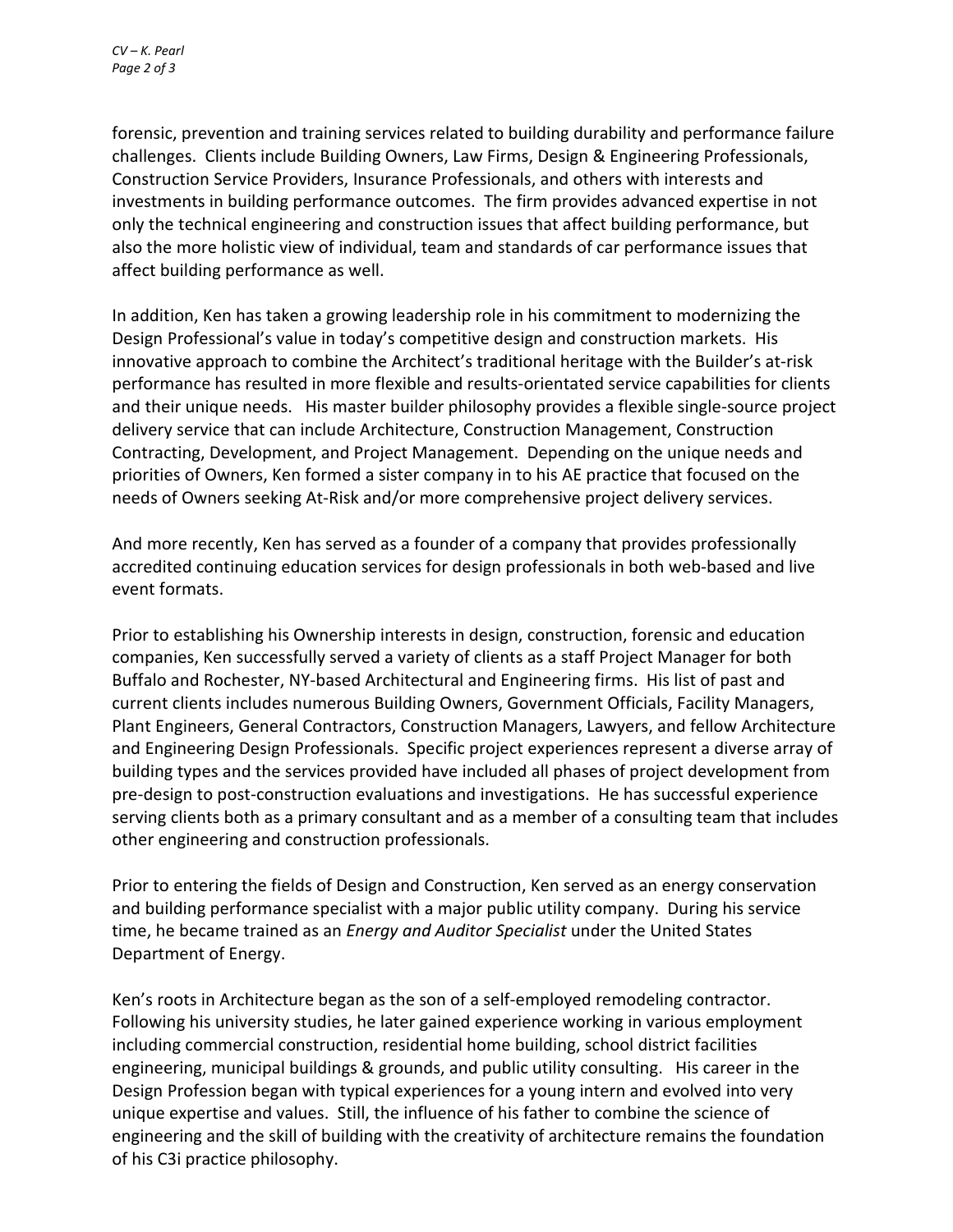forensic, prevention and training services related to building durability and performance failure challenges. Clients include Building Owners, Law Firms, Design & Engineering Professionals, Construction Service Providers, Insurance Professionals, and others with interests and investments in building performance outcomes. The firm provides advanced expertise in not only the technical engineering and construction issues that affect building performance, but also the more holistic view of individual, team and standards of car performance issues that affect building performance as well.

In addition, Ken has taken a growing leadership role in his commitment to modernizing the Design Professional's value in today's competitive design and construction markets. His innovative approach to combine the Architect's traditional heritage with the Builder's at-risk performance has resulted in more flexible and results-orientated service capabilities for clients and their unique needs. His master builder philosophy provides a flexible single-source project delivery service that can include Architecture, Construction Management, Construction Contracting, Development, and Project Management. Depending on the unique needs and priorities of Owners, Ken formed a sister company in to his AE practice that focused on the needs of Owners seeking At-Risk and/or more comprehensive project delivery services.

And more recently, Ken has served as a founder of a company that provides professionally accredited continuing education services for design professionals in both web-based and live event formats.

Prior to establishing his Ownership interests in design, construction, forensic and education companies, Ken successfully served a variety of clients as a staff Project Manager for both Buffalo and Rochester, NY-based Architectural and Engineering firms. His list of past and current clients includes numerous Building Owners, Government Officials, Facility Managers, Plant Engineers, General Contractors, Construction Managers, Lawyers, and fellow Architecture and Engineering Design Professionals. Specific project experiences represent a diverse array of building types and the services provided have included all phases of project development from pre-design to post-construction evaluations and investigations. He has successful experience serving clients both as a primary consultant and as a member of a consulting team that includes other engineering and construction professionals.

Prior to entering the fields of Design and Construction, Ken served as an energy conservation and building performance specialist with a major public utility company. During his service time, he became trained as an *Energy and Auditor Specialist* under the United States Department of Energy.

Ken's roots in Architecture began as the son of a self-employed remodeling contractor. Following his university studies, he later gained experience working in various employment including commercial construction, residential home building, school district facilities engineering, municipal buildings & grounds, and public utility consulting. His career in the Design Profession began with typical experiences for a young intern and evolved into very unique expertise and values. Still, the influence of his father to combine the science of engineering and the skill of building with the creativity of architecture remains the foundation of his C3i practice philosophy.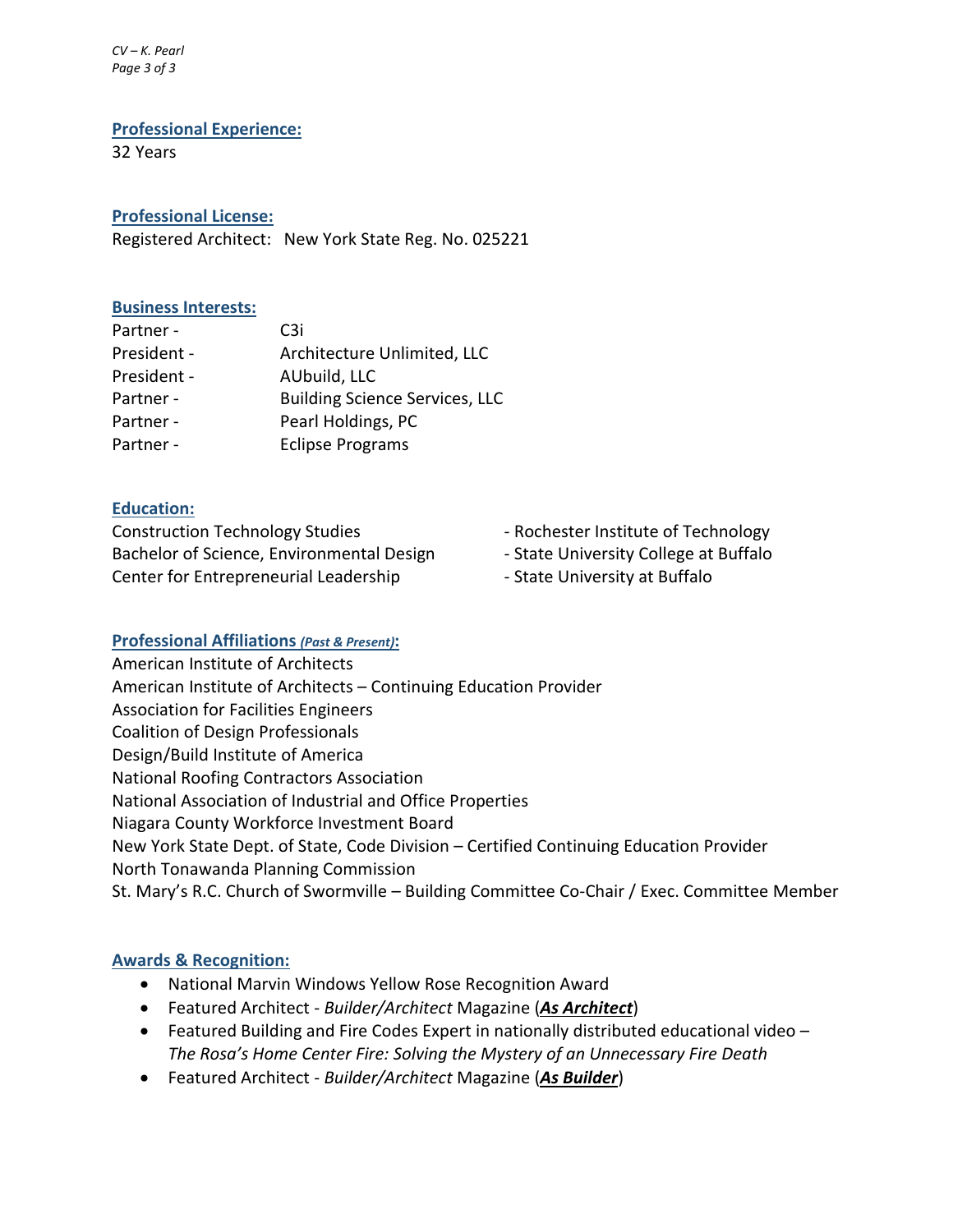## Professional Experience:

32 Years

## Professional License:

Registered Architect: New York State Reg. No. 025221

## Business Interests:

| | |
|---|---|
| Partner - | C3i |
| President - | Architecture Unlimited, LLC |
| President - | AUbuild, LLC |
| Partner - | Building Science Services, LLC |
| Partner - | Pearl Holdings, PC |
| Partner - | Eclipse Programs |

## Education:

| | |
|---|---|
| Construction Technology Studies | - Rochester Institute of Technology |
| Bachelor of Science, Environmental Design | - State University College at Buffalo |
| Center for Entrepreneurial Leadership | - State University at Buffalo |

## Professional Affiliations *(Past & Present)*:

American Institute of Architects
American Institute of Architects – Continuing Education Provider
Association for Facilities Engineers
Coalition of Design Professionals
Design/Build Institute of America
National Roofing Contractors Association
National Association of Industrial and Office Properties
Niagara County Workforce Investment Board
New York State Dept. of State, Code Division – Certified Continuing Education Provider
North Tonawanda Planning Commission
St. Mary's R.C. Church of Swormville – Building Committee Co-Chair / Exec. Committee Member

## Awards & Recognition:

- National Marvin Windows Yellow Rose Recognition Award
- Featured Architect - *Builder/Architect* Magazine (***As Architect***)
- Featured Building and Fire Codes Expert in nationally distributed educational video – *The Rosa's Home Center Fire: Solving the Mystery of an Unnecessary Fire Death*
- Featured Architect - *Builder/Architect* Magazine (***As Builder***)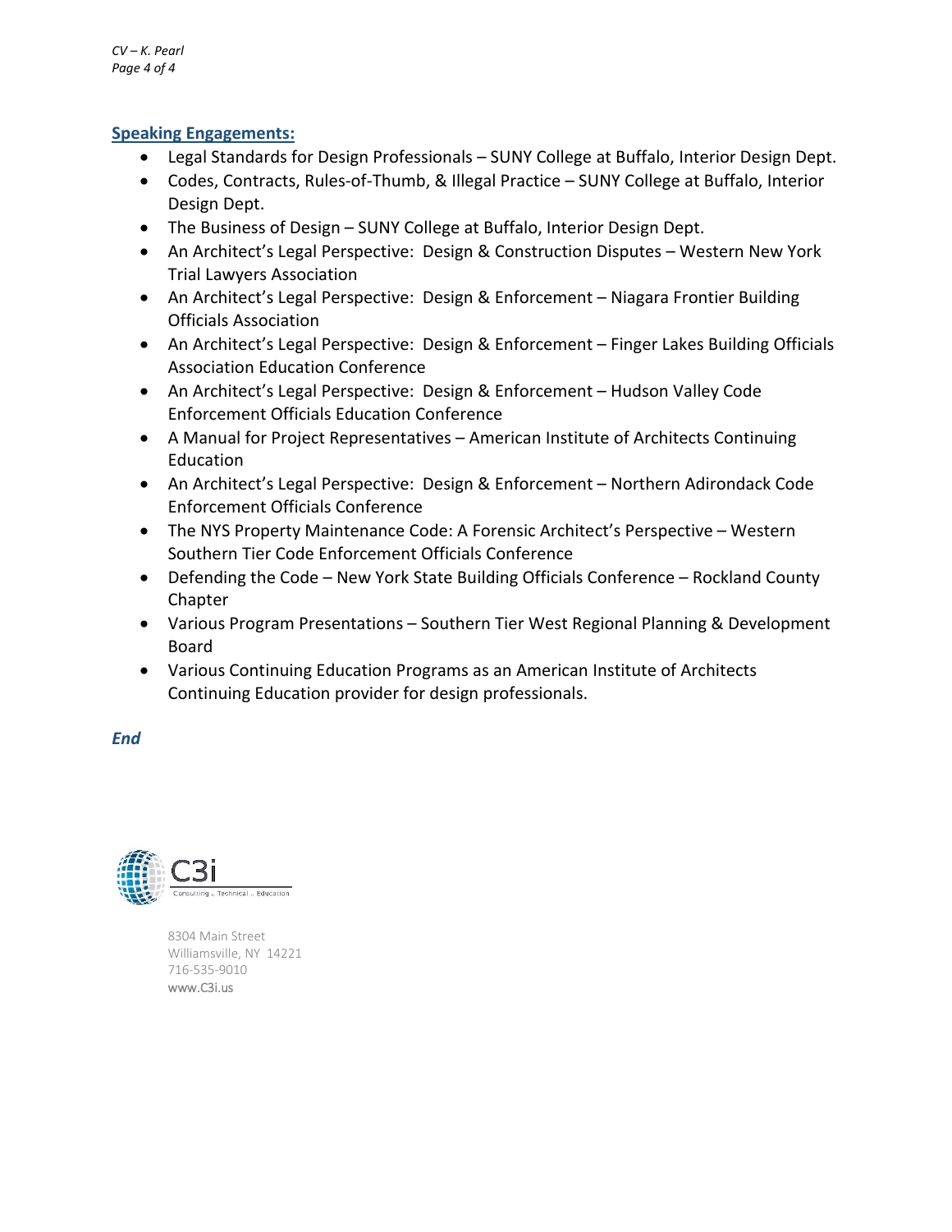## Speaking Engagements:

- Legal Standards for Design Professionals – SUNY College at Buffalo, Interior Design Dept.
- Codes, Contracts, Rules-of-Thumb, & Illegal Practice – SUNY College at Buffalo, Interior Design Dept.
- The Business of Design – SUNY College at Buffalo, Interior Design Dept.
- An Architect's Legal Perspective: Design & Construction Disputes – Western New York Trial Lawyers Association
- An Architect's Legal Perspective: Design & Enforcement – Niagara Frontier Building Officials Association
- An Architect's Legal Perspective: Design & Enforcement – Finger Lakes Building Officials Association Education Conference
- An Architect's Legal Perspective: Design & Enforcement – Hudson Valley Code Enforcement Officials Education Conference
- A Manual for Project Representatives – American Institute of Architects Continuing Education
- An Architect's Legal Perspective: Design & Enforcement – Northern Adirondack Code Enforcement Officials Conference
- The NYS Property Maintenance Code: A Forensic Architect's Perspective – Western Southern Tier Code Enforcement Officials Conference
- Defending the Code – New York State Building Officials Conference – Rockland County Chapter
- Various Program Presentations – Southern Tier West Regional Planning & Development Board
- Various Continuing Education Programs as an American Institute of Architects Continuing Education provider for design professionals.

***End***

C3i
Consulting .. Technical .. Education

8304 Main Street
Williamsville, NY 14221
716-535-9010
www.C3i.us